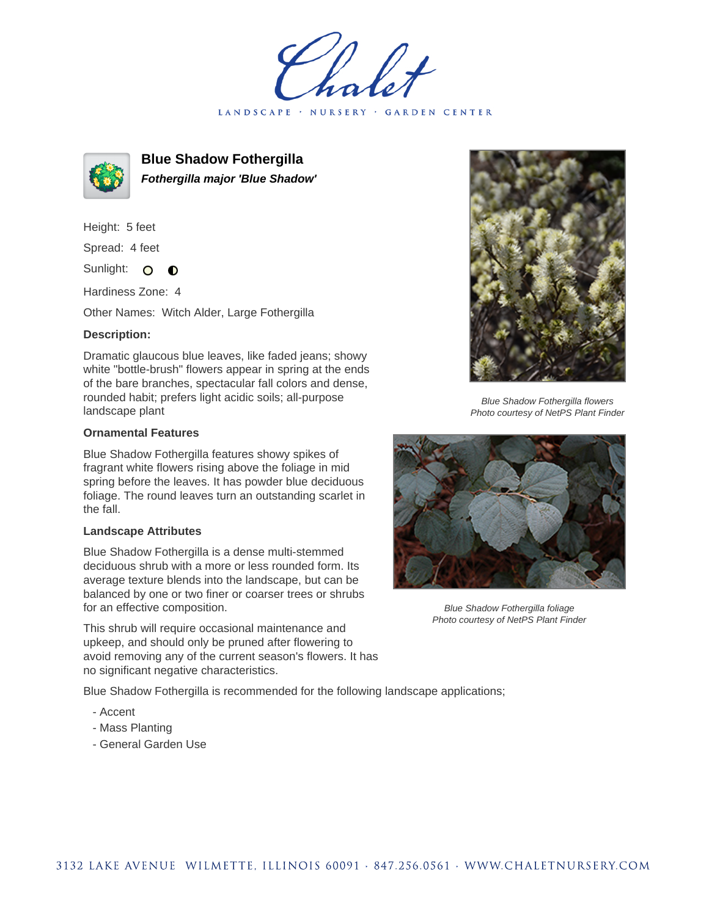Chalet

LANDSCAPE · NURSERY · GARDEN CENTER

# Blue Shadow Fothergilla

***Fothergilla major 'Blue Shadow'***

Height: 5 feet

Spread: 4 feet

Sunlight:

Hardiness Zone: 4

Other Names: Witch Alder, Large Fothergilla

**Description:**

Dramatic glaucous blue leaves, like faded jeans; showy white "bottle-brush" flowers appear in spring at the ends of the bare branches, spectacular fall colors and dense, rounded habit; prefers light acidic soils; all-purpose landscape plant

**Ornamental Features**

Blue Shadow Fothergilla features showy spikes of fragrant white flowers rising above the foliage in mid spring before the leaves. It has powder blue deciduous foliage. The round leaves turn an outstanding scarlet in the fall.

**Landscape Attributes**

Blue Shadow Fothergilla is a dense multi-stemmed deciduous shrub with a more or less rounded form. Its average texture blends into the landscape, but can be balanced by one or two finer or coarser trees or shrubs for an effective composition.

This shrub will require occasional maintenance and upkeep, and should only be pruned after flowering to avoid removing any of the current season's flowers. It has no significant negative characteristics.

Blue Shadow Fothergilla is recommended for the following landscape applications;

- Accent
- Mass Planting
- General Garden Use

*Blue Shadow Fothergilla flowers*
*Photo courtesy of NetPS Plant Finder*

*Blue Shadow Fothergilla foliage*
*Photo courtesy of NetPS Plant Finder*

3132 LAKE AVENUE WILMETTE, ILLINOIS 60091 · 847.256.0561 · WWW.CHALETNURSERY.COM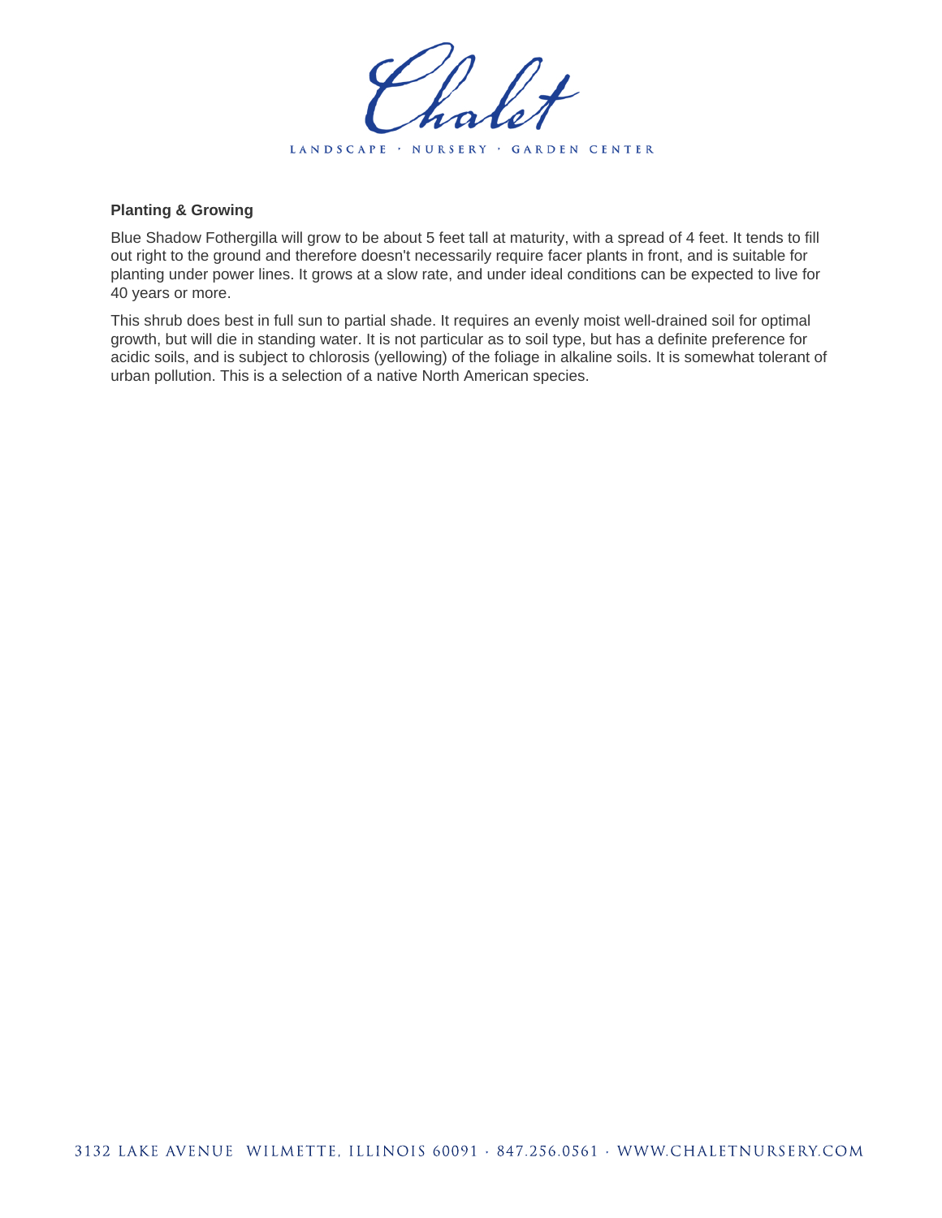**Planting & Growing**

Blue Shadow Fothergilla will grow to be about 5 feet tall at maturity, with a spread of 4 feet. It tends to fill out right to the ground and therefore doesn't necessarily require facer plants in front, and is suitable for planting under power lines. It grows at a slow rate, and under ideal conditions can be expected to live for 40 years or more.

This shrub does best in full sun to partial shade. It requires an evenly moist well-drained soil for optimal growth, but will die in standing water. It is not particular as to soil type, but has a definite preference for acidic soils, and is subject to chlorosis (yellowing) of the foliage in alkaline soils. It is somewhat tolerant of urban pollution. This is a selection of a native North American species.